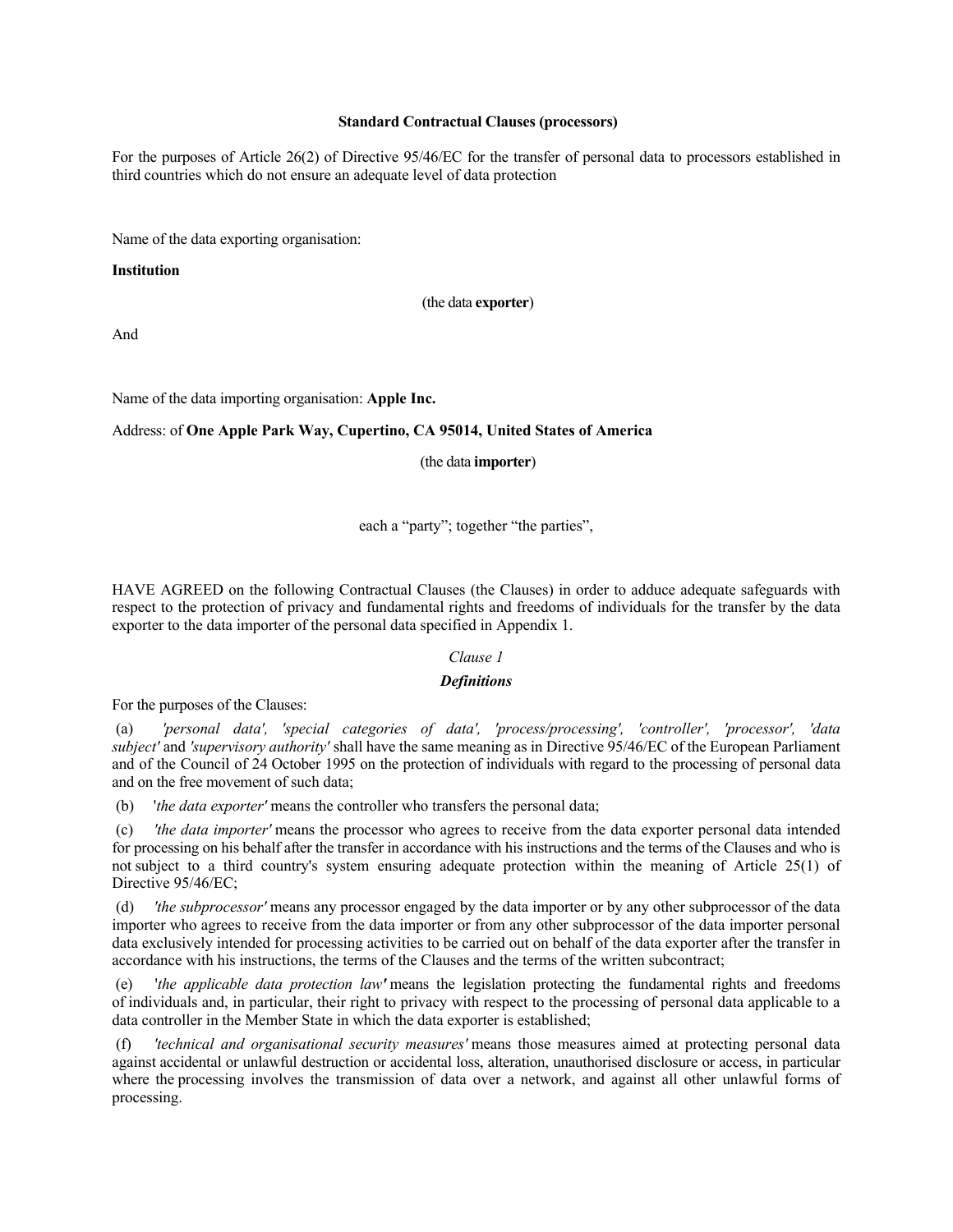**Standard Contractual Clauses (processors)**

For the purposes of Article 26(2) of Directive 95/46/EC for the transfer of personal data to processors established in third countries which do not ensure an adequate level of data protection

Name of the data exporting organisation:

**Institution**

(the data **exporter**)

And

Name of the data importing organisation: **Apple Inc.**

Address: of **One Apple Park Way, Cupertino, CA 95014, United States of America**

(the data **importer**)

each a "party"; together "the parties",

HAVE AGREED on the following Contractual Clauses (the Clauses) in order to adduce adequate safeguards with respect to the protection of privacy and fundamental rights and freedoms of individuals for the transfer by the data exporter to the data importer of the personal data specified in Appendix 1.

*Clause 1*

***Definitions***

For the purposes of the Clauses:

(a) *'personal data', 'special categories of data', 'process/processing', 'controller', 'processor', 'data subject'* and *'supervisory authority'* shall have the same meaning as in Directive 95/46/EC of the European Parliament and of the Council of 24 October 1995 on the protection of individuals with regard to the processing of personal data and on the free movement of such data;

(b) '*the data exporter'* means the controller who transfers the personal data;

(c) *'the data importer'* means the processor who agrees to receive from the data exporter personal data intended for processing on his behalf after the transfer in accordance with his instructions and the terms of the Clauses and who is not subject to a third country's system ensuring adequate protection within the meaning of Article 25(1) of Directive 95/46/EC;

(d) *'the subprocessor'* means any processor engaged by the data importer or by any other subprocessor of the data importer who agrees to receive from the data importer or from any other subprocessor of the data importer personal data exclusively intended for processing activities to be carried out on behalf of the data exporter after the transfer in accordance with his instructions, the terms of the Clauses and the terms of the written subcontract;

(e) '*the applicable data protection law'* means the legislation protecting the fundamental rights and freedoms of individuals and, in particular, their right to privacy with respect to the processing of personal data applicable to a data controller in the Member State in which the data exporter is established;

(f) *'technical and organisational security measures'* means those measures aimed at protecting personal data against accidental or unlawful destruction or accidental loss, alteration, unauthorised disclosure or access, in particular where the processing involves the transmission of data over a network, and against all other unlawful forms of processing.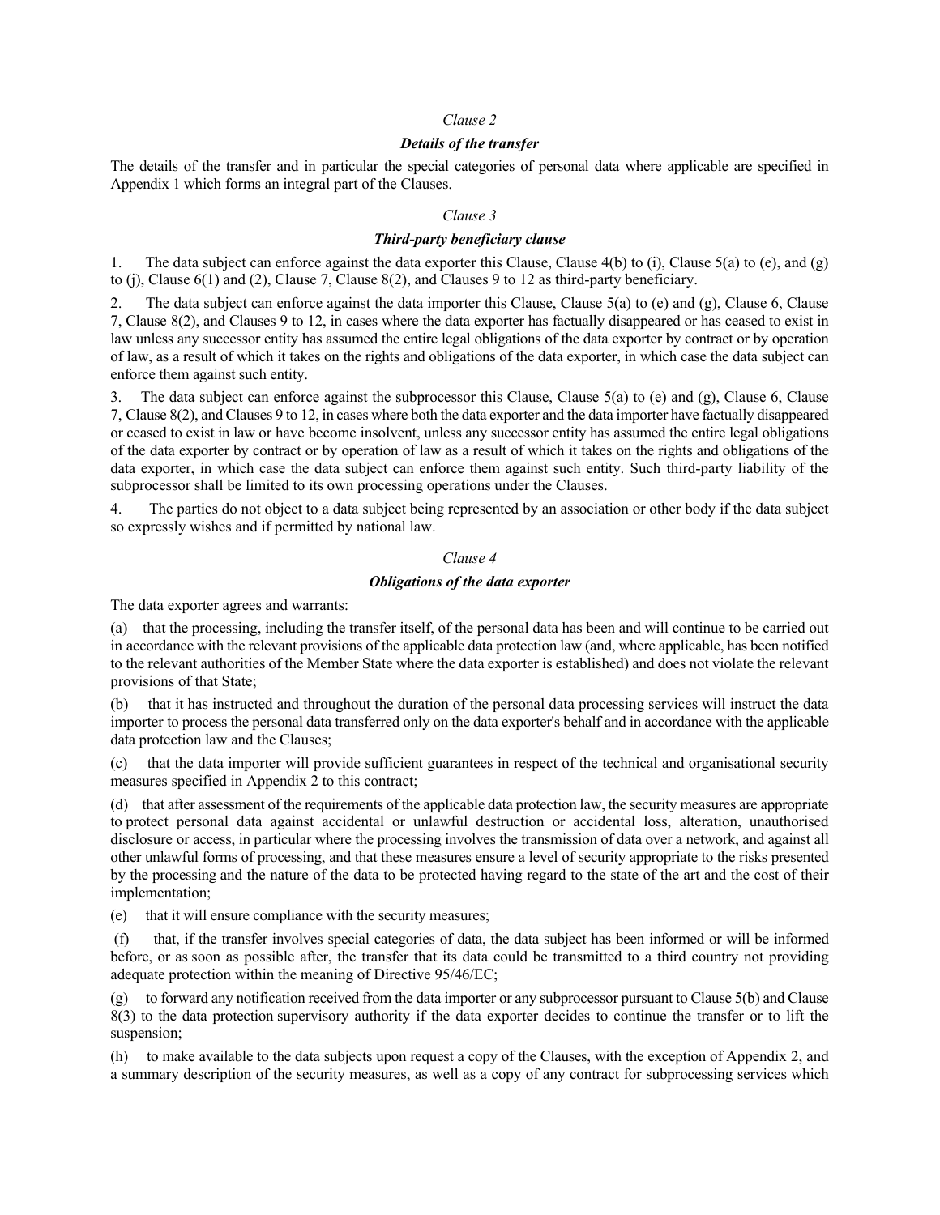*Clause 2*

***Details of the transfer***

The details of the transfer and in particular the special categories of personal data where applicable are specified in Appendix 1 which forms an integral part of the Clauses.

*Clause 3*

***Third-party beneficiary clause***

1. The data subject can enforce against the data exporter this Clause, Clause 4(b) to (i), Clause 5(a) to (e), and (g) to (j), Clause 6(1) and (2), Clause 7, Clause 8(2), and Clauses 9 to 12 as third-party beneficiary.

2. The data subject can enforce against the data importer this Clause, Clause 5(a) to (e) and (g), Clause 6, Clause 7, Clause 8(2), and Clauses 9 to 12, in cases where the data exporter has factually disappeared or has ceased to exist in law unless any successor entity has assumed the entire legal obligations of the data exporter by contract or by operation of law, as a result of which it takes on the rights and obligations of the data exporter, in which case the data subject can enforce them against such entity.

3. The data subject can enforce against the subprocessor this Clause, Clause 5(a) to (e) and (g), Clause 6, Clause 7, Clause 8(2), and Clauses 9 to 12, in cases where both the data exporter and the data importer have factually disappeared or ceased to exist in law or have become insolvent, unless any successor entity has assumed the entire legal obligations of the data exporter by contract or by operation of law as a result of which it takes on the rights and obligations of the data exporter, in which case the data subject can enforce them against such entity. Such third-party liability of the subprocessor shall be limited to its own processing operations under the Clauses.

4. The parties do not object to a data subject being represented by an association or other body if the data subject so expressly wishes and if permitted by national law.

*Clause 4*

***Obligations of the data exporter***

The data exporter agrees and warrants:

(a) that the processing, including the transfer itself, of the personal data has been and will continue to be carried out in accordance with the relevant provisions of the applicable data protection law (and, where applicable, has been notified to the relevant authorities of the Member State where the data exporter is established) and does not violate the relevant provisions of that State;

(b) that it has instructed and throughout the duration of the personal data processing services will instruct the data importer to process the personal data transferred only on the data exporter's behalf and in accordance with the applicable data protection law and the Clauses;

(c) that the data importer will provide sufficient guarantees in respect of the technical and organisational security measures specified in Appendix 2 to this contract;

(d) that after assessment of the requirements of the applicable data protection law, the security measures are appropriate to protect personal data against accidental or unlawful destruction or accidental loss, alteration, unauthorised disclosure or access, in particular where the processing involves the transmission of data over a network, and against all other unlawful forms of processing, and that these measures ensure a level of security appropriate to the risks presented by the processing and the nature of the data to be protected having regard to the state of the art and the cost of their implementation;

(e) that it will ensure compliance with the security measures;

(f) that, if the transfer involves special categories of data, the data subject has been informed or will be informed before, or as soon as possible after, the transfer that its data could be transmitted to a third country not providing adequate protection within the meaning of Directive 95/46/EC;

(g) to forward any notification received from the data importer or any subprocessor pursuant to Clause 5(b) and Clause 8(3) to the data protection supervisory authority if the data exporter decides to continue the transfer or to lift the suspension;

(h) to make available to the data subjects upon request a copy of the Clauses, with the exception of Appendix 2, and a summary description of the security measures, as well as a copy of any contract for subprocessing services which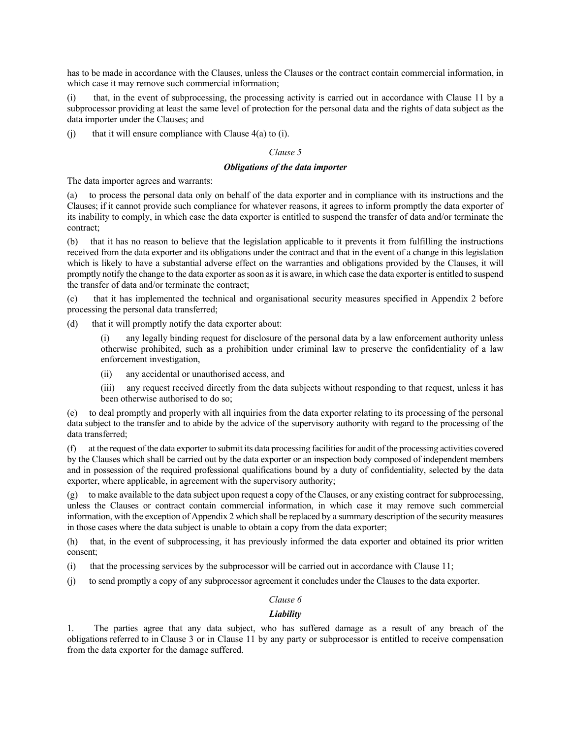has to be made in accordance with the Clauses, unless the Clauses or the contract contain commercial information, in which case it may remove such commercial information;

(i) that, in the event of subprocessing, the processing activity is carried out in accordance with Clause 11 by a subprocessor providing at least the same level of protection for the personal data and the rights of data subject as the data importer under the Clauses; and

(j) that it will ensure compliance with Clause 4(a) to (i).

*Clause 5*

***Obligations of the data importer***

The data importer agrees and warrants:

(a) to process the personal data only on behalf of the data exporter and in compliance with its instructions and the Clauses; if it cannot provide such compliance for whatever reasons, it agrees to inform promptly the data exporter of its inability to comply, in which case the data exporter is entitled to suspend the transfer of data and/or terminate the contract;

(b) that it has no reason to believe that the legislation applicable to it prevents it from fulfilling the instructions received from the data exporter and its obligations under the contract and that in the event of a change in this legislation which is likely to have a substantial adverse effect on the warranties and obligations provided by the Clauses, it will promptly notify the change to the data exporter as soon as it is aware, in which case the data exporter is entitled to suspend the transfer of data and/or terminate the contract;

(c) that it has implemented the technical and organisational security measures specified in Appendix 2 before processing the personal data transferred;

(d) that it will promptly notify the data exporter about:

> (i) any legally binding request for disclosure of the personal data by a law enforcement authority unless otherwise prohibited, such as a prohibition under criminal law to preserve the confidentiality of a law enforcement investigation,
>
> (ii) any accidental or unauthorised access, and
>
> (iii) any request received directly from the data subjects without responding to that request, unless it has been otherwise authorised to do so;

(e) to deal promptly and properly with all inquiries from the data exporter relating to its processing of the personal data subject to the transfer and to abide by the advice of the supervisory authority with regard to the processing of the data transferred;

(f) at the request of the data exporter to submit its data processing facilities for audit of the processing activities covered by the Clauses which shall be carried out by the data exporter or an inspection body composed of independent members and in possession of the required professional qualifications bound by a duty of confidentiality, selected by the data exporter, where applicable, in agreement with the supervisory authority;

(g) to make available to the data subject upon request a copy of the Clauses, or any existing contract for subprocessing, unless the Clauses or contract contain commercial information, in which case it may remove such commercial information, with the exception of Appendix 2 which shall be replaced by a summary description of the security measures in those cases where the data subject is unable to obtain a copy from the data exporter;

(h) that, in the event of subprocessing, it has previously informed the data exporter and obtained its prior written consent;

(i) that the processing services by the subprocessor will be carried out in accordance with Clause 11;

(j) to send promptly a copy of any subprocessor agreement it concludes under the Clauses to the data exporter.

*Clause 6*

***Liability***

1. The parties agree that any data subject, who has suffered damage as a result of any breach of the obligations referred to in Clause 3 or in Clause 11 by any party or subprocessor is entitled to receive compensation from the data exporter for the damage suffered.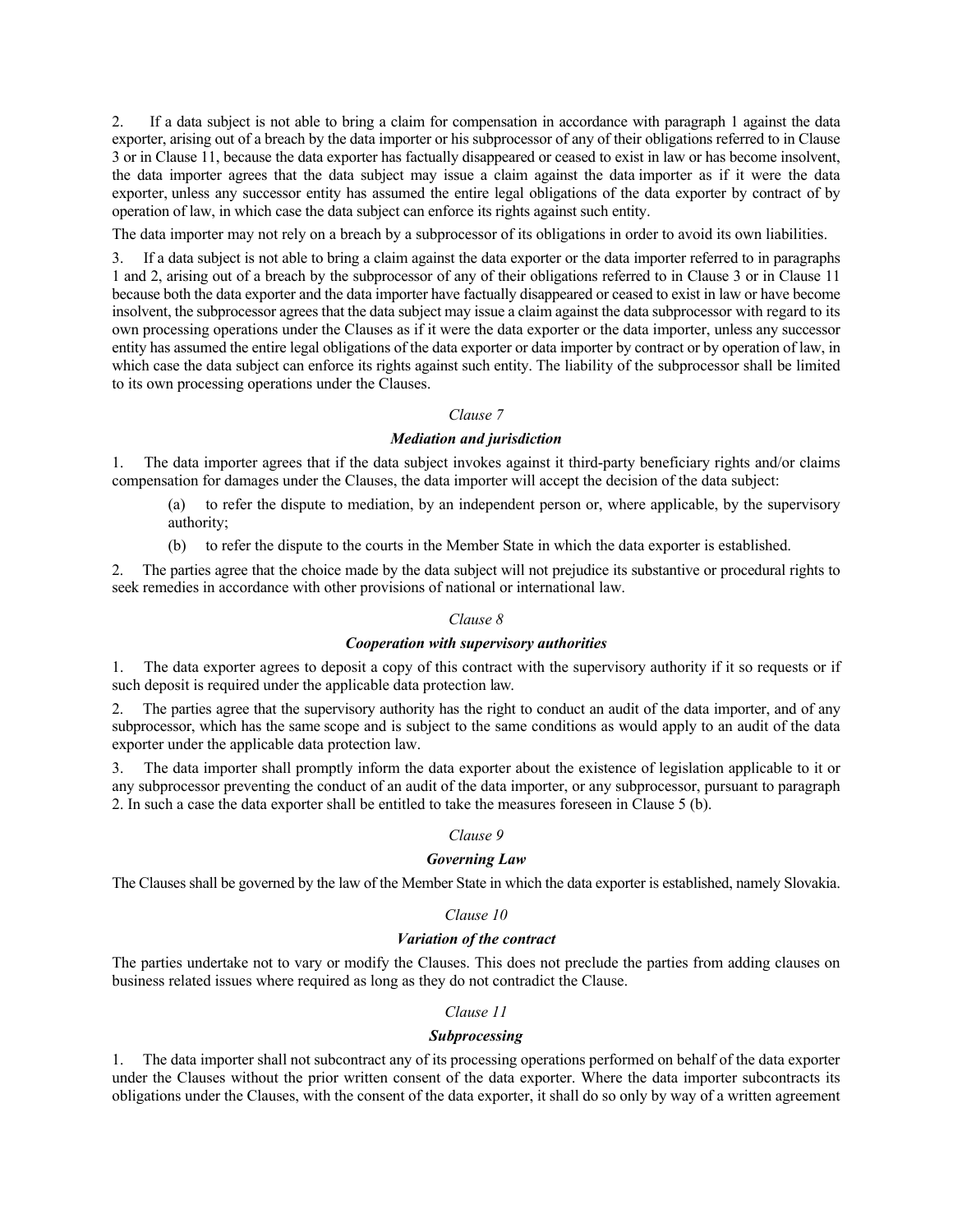2. If a data subject is not able to bring a claim for compensation in accordance with paragraph 1 against the data exporter, arising out of a breach by the data importer or his subprocessor of any of their obligations referred to in Clause 3 or in Clause 11, because the data exporter has factually disappeared or ceased to exist in law or has become insolvent, the data importer agrees that the data subject may issue a claim against the data importer as if it were the data exporter, unless any successor entity has assumed the entire legal obligations of the data exporter by contract of by operation of law, in which case the data subject can enforce its rights against such entity.

The data importer may not rely on a breach by a subprocessor of its obligations in order to avoid its own liabilities.

3. If a data subject is not able to bring a claim against the data exporter or the data importer referred to in paragraphs 1 and 2, arising out of a breach by the subprocessor of any of their obligations referred to in Clause 3 or in Clause 11 because both the data exporter and the data importer have factually disappeared or ceased to exist in law or have become insolvent, the subprocessor agrees that the data subject may issue a claim against the data subprocessor with regard to its own processing operations under the Clauses as if it were the data exporter or the data importer, unless any successor entity has assumed the entire legal obligations of the data exporter or data importer by contract or by operation of law, in which case the data subject can enforce its rights against such entity. The liability of the subprocessor shall be limited to its own processing operations under the Clauses.

*Clause 7*

***Mediation and jurisdiction***

1. The data importer agrees that if the data subject invokes against it third-party beneficiary rights and/or claims compensation for damages under the Clauses, the data importer will accept the decision of the data subject:

   (a) to refer the dispute to mediation, by an independent person or, where applicable, by the supervisory authority;

   (b) to refer the dispute to the courts in the Member State in which the data exporter is established.

2. The parties agree that the choice made by the data subject will not prejudice its substantive or procedural rights to seek remedies in accordance with other provisions of national or international law.

*Clause 8*

***Cooperation with supervisory authorities***

1. The data exporter agrees to deposit a copy of this contract with the supervisory authority if it so requests or if such deposit is required under the applicable data protection law.

2. The parties agree that the supervisory authority has the right to conduct an audit of the data importer, and of any subprocessor, which has the same scope and is subject to the same conditions as would apply to an audit of the data exporter under the applicable data protection law.

3. The data importer shall promptly inform the data exporter about the existence of legislation applicable to it or any subprocessor preventing the conduct of an audit of the data importer, or any subprocessor, pursuant to paragraph 2. In such a case the data exporter shall be entitled to take the measures foreseen in Clause 5 (b).

*Clause 9*

***Governing Law***

The Clauses shall be governed by the law of the Member State in which the data exporter is established, namely Slovakia.

*Clause 10*

***Variation of the contract***

The parties undertake not to vary or modify the Clauses. This does not preclude the parties from adding clauses on business related issues where required as long as they do not contradict the Clause.

*Clause 11*

***Subprocessing***

1. The data importer shall not subcontract any of its processing operations performed on behalf of the data exporter under the Clauses without the prior written consent of the data exporter. Where the data importer subcontracts its obligations under the Clauses, with the consent of the data exporter, it shall do so only by way of a written agreement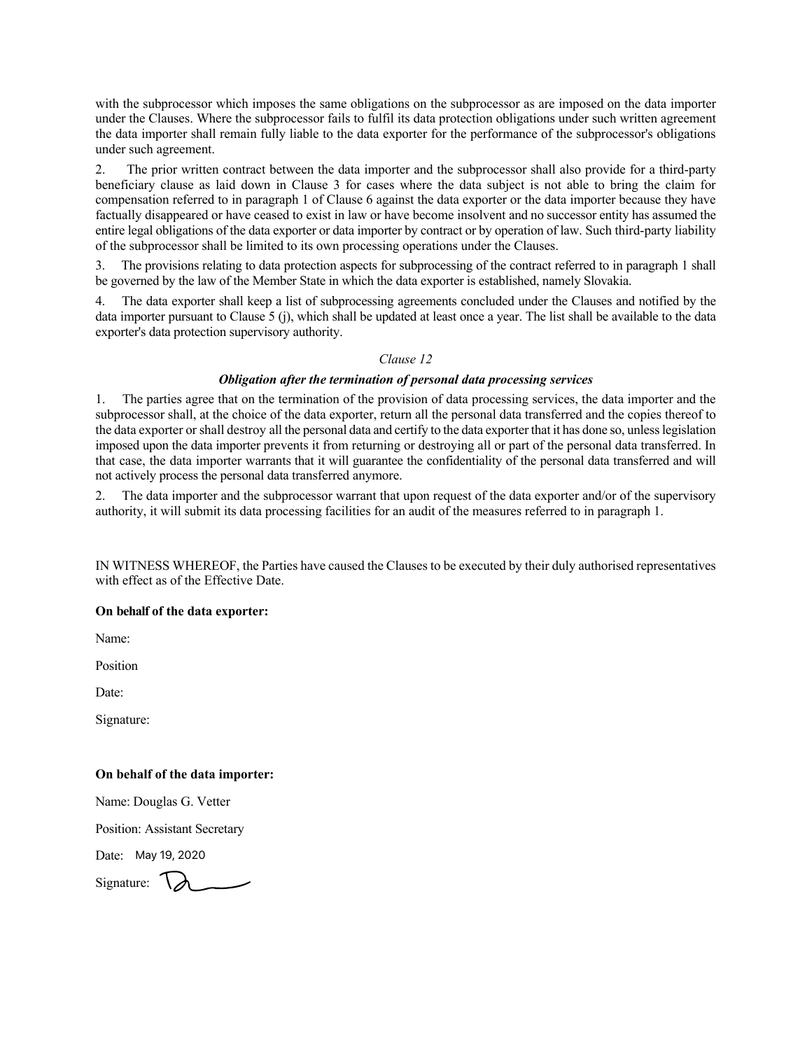with the subprocessor which imposes the same obligations on the subprocessor as are imposed on the data importer under the Clauses. Where the subprocessor fails to fulfil its data protection obligations under such written agreement the data importer shall remain fully liable to the data exporter for the performance of the subprocessor's obligations under such agreement.

2. The prior written contract between the data importer and the subprocessor shall also provide for a third-party beneficiary clause as laid down in Clause 3 for cases where the data subject is not able to bring the claim for compensation referred to in paragraph 1 of Clause 6 against the data exporter or the data importer because they have factually disappeared or have ceased to exist in law or have become insolvent and no successor entity has assumed the entire legal obligations of the data exporter or data importer by contract or by operation of law. Such third-party liability of the subprocessor shall be limited to its own processing operations under the Clauses.

3. The provisions relating to data protection aspects for subprocessing of the contract referred to in paragraph 1 shall be governed by the law of the Member State in which the data exporter is established, namely Slovakia.

4. The data exporter shall keep a list of subprocessing agreements concluded under the Clauses and notified by the data importer pursuant to Clause 5 (j), which shall be updated at least once a year. The list shall be available to the data exporter's data protection supervisory authority.

*Clause 12*

***Obligation after the termination of personal data processing services***

1. The parties agree that on the termination of the provision of data processing services, the data importer and the subprocessor shall, at the choice of the data exporter, return all the personal data transferred and the copies thereof to the data exporter or shall destroy all the personal data and certify to the data exporter that it has done so, unless legislation imposed upon the data importer prevents it from returning or destroying all or part of the personal data transferred. In that case, the data importer warrants that it will guarantee the confidentiality of the personal data transferred and will not actively process the personal data transferred anymore.

2. The data importer and the subprocessor warrant that upon request of the data exporter and/or of the supervisory authority, it will submit its data processing facilities for an audit of the measures referred to in paragraph 1.

IN WITNESS WHEREOF, the Parties have caused the Clauses to be executed by their duly authorised representatives with effect as of the Effective Date.

**On behalf of the data exporter:**

Name:

Position

Date:

Signature:

**On behalf of the data importer:**

Name: Douglas G. Vetter

Position: Assistant Secretary

Date: May 19, 2020

Signature: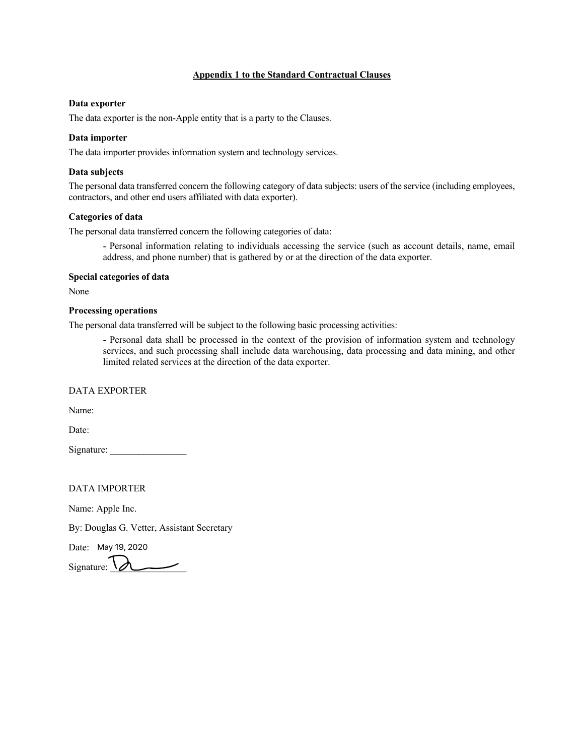## Appendix 1 to the Standard Contractual Clauses

**Data exporter**

The data exporter is the non-Apple entity that is a party to the Clauses.

**Data importer**

The data importer provides information system and technology services.

**Data subjects**

The personal data transferred concern the following category of data subjects: users of the service (including employees, contractors, and other end users affiliated with data exporter).

**Categories of data**

The personal data transferred concern the following categories of data:

- Personal information relating to individuals accessing the service (such as account details, name, email address, and phone number) that is gathered by or at the direction of the data exporter.

**Special categories of data**

None

**Processing operations**

The personal data transferred will be subject to the following basic processing activities:

- Personal data shall be processed in the context of the provision of information system and technology services, and such processing shall include data warehousing, data processing and data mining, and other limited related services at the direction of the data exporter.

DATA EXPORTER

Name:

Date:

Signature: ________________

DATA IMPORTER

Name: Apple Inc.

By: Douglas G. Vetter, Assistant Secretary

Date: May 19, 2020

Signature: ________________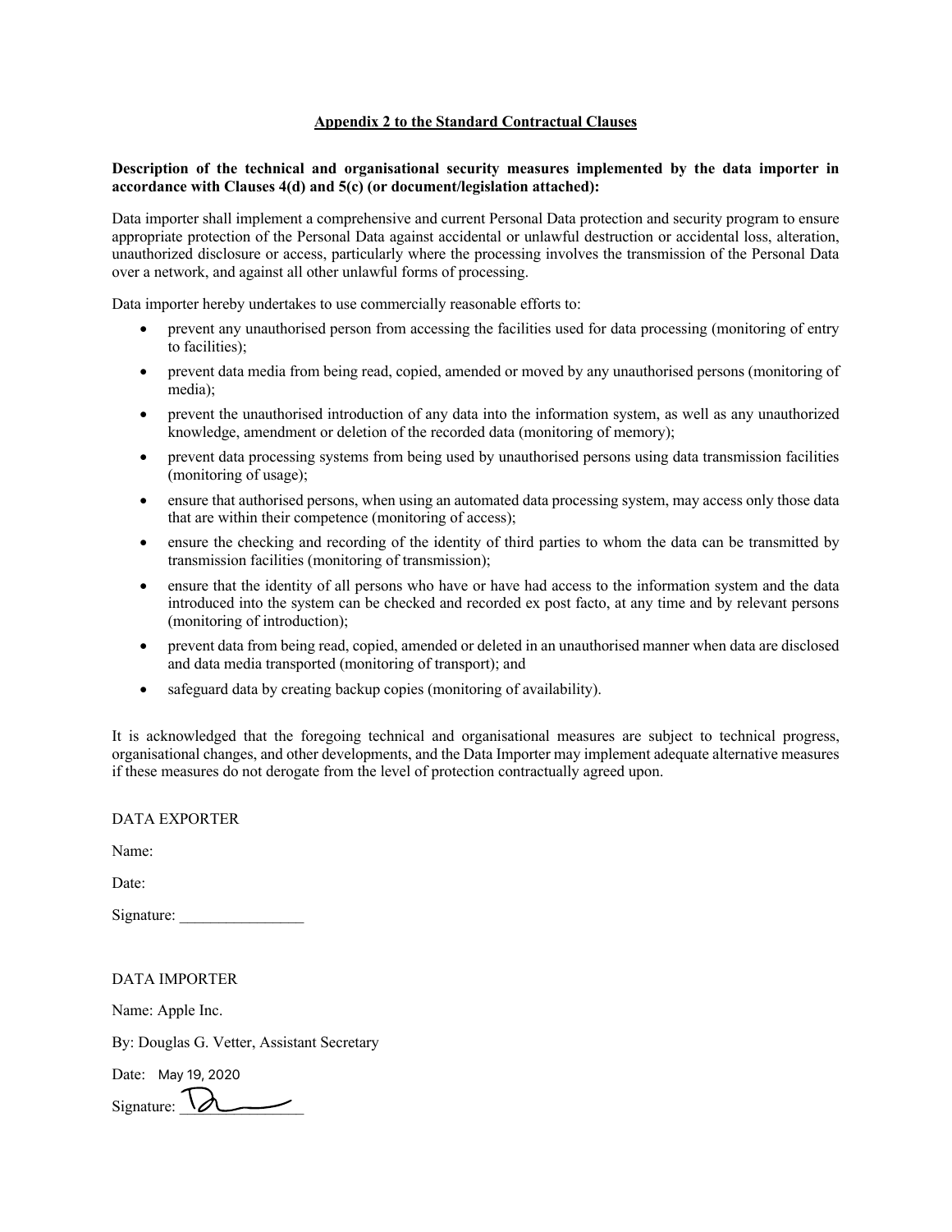## Appendix 2 to the Standard Contractual Clauses

**Description of the technical and organisational security measures implemented by the data importer in accordance with Clauses 4(d) and 5(c) (or document/legislation attached):**

Data importer shall implement a comprehensive and current Personal Data protection and security program to ensure appropriate protection of the Personal Data against accidental or unlawful destruction or accidental loss, alteration, unauthorized disclosure or access, particularly where the processing involves the transmission of the Personal Data over a network, and against all other unlawful forms of processing.

Data importer hereby undertakes to use commercially reasonable efforts to:

- prevent any unauthorised person from accessing the facilities used for data processing (monitoring of entry to facilities);
- prevent data media from being read, copied, amended or moved by any unauthorised persons (monitoring of media);
- prevent the unauthorised introduction of any data into the information system, as well as any unauthorized knowledge, amendment or deletion of the recorded data (monitoring of memory);
- prevent data processing systems from being used by unauthorised persons using data transmission facilities (monitoring of usage);
- ensure that authorised persons, when using an automated data processing system, may access only those data that are within their competence (monitoring of access);
- ensure the checking and recording of the identity of third parties to whom the data can be transmitted by transmission facilities (monitoring of transmission);
- ensure that the identity of all persons who have or have had access to the information system and the data introduced into the system can be checked and recorded ex post facto, at any time and by relevant persons (monitoring of introduction);
- prevent data from being read, copied, amended or deleted in an unauthorised manner when data are disclosed and data media transported (monitoring of transport); and
- safeguard data by creating backup copies (monitoring of availability).

It is acknowledged that the foregoing technical and organisational measures are subject to technical progress, organisational changes, and other developments, and the Data Importer may implement adequate alternative measures if these measures do not derogate from the level of protection contractually agreed upon.

DATA EXPORTER

Name:

Date:

Signature: ________________

DATA IMPORTER

Name: Apple Inc.

By: Douglas G. Vetter, Assistant Secretary

Date: May 19, 2020

Signature: ________________